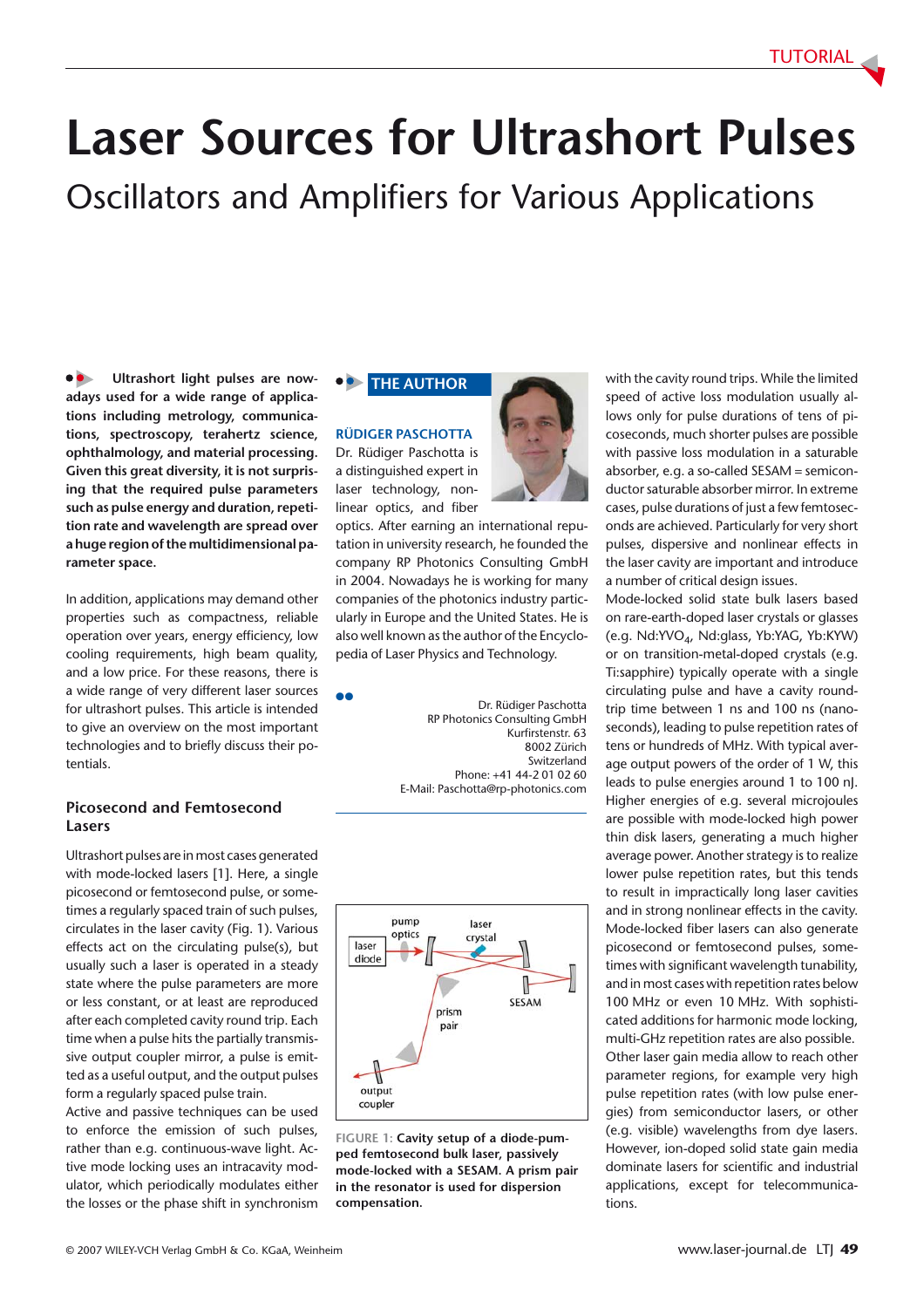# Laser Sources for Ultrashort Pulses

## Oscillators and Amplifiers for Various Applications

**Ultrashort light pulses are nowadays used for a wide range of applications including metrology, communications, spectroscopy, terahertz science, ophthalmology, and material processing. Given this great diversity, it is not surprising that the required pulse parameters such as pulse energy and duration, repetition rate and wavelength are spread over a huge region of the multidimensional parameter space.**

In addition, applications may demand other properties such as compactness, reliable operation over years, energy efficiency, low cooling requirements, high beam quality, and a low price. For these reasons, there is a wide range of very different laser sources for ultrashort pulses. This article is intended to give an overview on the most important technologies and to briefly discuss their potentials.

### Picosecond and Femtosecond Lasers

Ultrashort pulses are in most cases generated with mode-locked lasers [1]. Here, a single picosecond or femtosecond pulse, or sometimes a regularly spaced train of such pulses, circulates in the laser cavity (Fig. 1). Various effects act on the circulating pulse(s), but usually such a laser is operated in a steady state where the pulse parameters are more or less constant, or at least are reproduced after each completed cavity round trip. Each time when a pulse hits the partially transmissive output coupler mirror, a pulse is emitted as a useful output, and the output pulses form a regularly spaced pulse train.

Active and passive techniques can be used to enforce the emission of such pulses, rather than e.g. continuous-wave light. Active mode locking uses an intracavity modulator, which periodically modulates either the losses or the phase shift in synchronism with the cavity round trips. While the limited speed of active loss modulation usually allows only for pulse durations of tens of picoseconds, much shorter pulses are possible with passive loss modulation in a saturable absorber, e.g. a so-called SESAM = semiconductor saturable absorber mirror. In extreme cases, pulse durations of just a few femtoseconds are achieved. Particularly for very short pulses, dispersive and nonlinear effects in the laser cavity are important and introduce a number of critical design issues.

Mode-locked solid state bulk lasers based on rare-earth-doped laser crystals or glasses (e.g. $Nd:YVO_4$, Nd:glass, Yb:YAG, Yb:KYW) or on transition-metal-doped crystals (e.g. Ti:sapphire) typically operate with a single circulating pulse and have a cavity round-trip time between 1 ns and 100 ns (nanoseconds), leading to pulse repetition rates of tens or hundreds of MHz. With typical average output powers of the order of 1 W, this leads to pulse energies around 1 to 100 nJ. Higher energies of e.g. several microjoules are possible with mode-locked high power thin disk lasers, generating a much higher average power. Another strategy is to realize lower pulse repetition rates, but this tends to result in impractically long laser cavities and in strong nonlinear effects in the cavity.

Mode-locked fiber lasers can also generate picosecond or femtosecond pulses, sometimes with significant wavelength tunability, and in most cases with repetition rates below 100 MHz or even 10 MHz. With sophisticated additions for harmonic mode locking, multi-GHz repetition rates are also possible.

Other laser gain media allow to reach other parameter regions, for example very high pulse repetition rates (with low pulse energies) from semiconductor lasers, or other (e.g. visible) wavelengths from dye lasers. However, ion-doped solid state gain media dominate lasers for scientific and industrial applications, except for telecommunications.

pump optics
laser diode
laser crystal
SESAM
prism pair
output coupler

FIGURE 1: **Cavity setup of a diode-pumped femtosecond bulk laser, passively mode-locked with a SESAM. A prism pair in the resonator is used for dispersion compensation.**

### THE AUTHOR

**RÜDIGER PASCHOTTA**

Dr. Rüdiger Paschotta is a distinguished expert in laser technology, nonlinear optics, and fiber optics. After earning an international reputation in university research, he founded the company RP Photonics Consulting GmbH in 2004. Nowadays he is working for many companies of the photonics industry particularly in Europe and the United States. He is also well known as the author of the Encyclopedia of Laser Physics and Technology.

Dr. Rüdiger Paschotta
RP Photonics Consulting GmbH
Kurfirstenstr. 63
8002 Zürich
Switzerland
Phone: +41 44-2 01 02 60
E-Mail: Paschotta@rp-photonics.com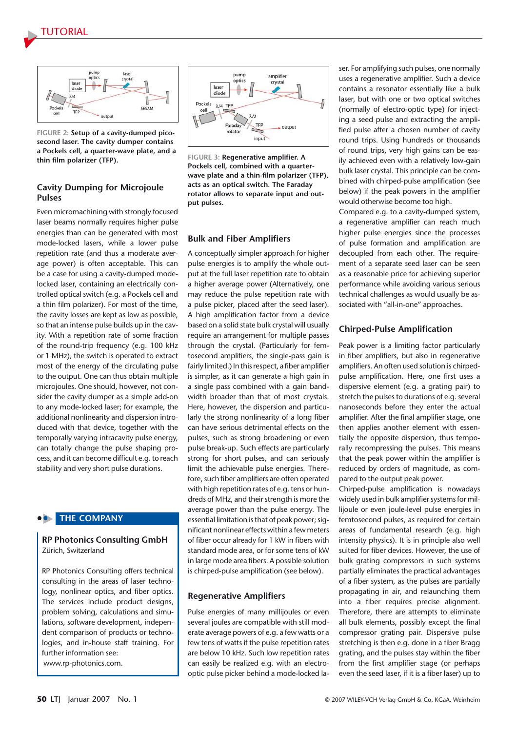pump optics

laser crystal

laser diode

λ/4

Pockels cell

TFP

output

SESAM

FIGURE 2: **Setup of a cavity-dumped picosecond laser. The cavity dumper contains a Pockels cell, a quarter-wave plate, and a thin film polarizer (TFP).**

## Cavity Dumping for Microjoule Pulses

Even micromachining with strongly focused laser beams normally requires higher pulse energies than can be generated with most mode-locked lasers, while a lower pulse repetition rate (and thus a moderate average power) is often acceptable. This can be a case for using a cavity-dumped mode-locked laser, containing an electrically controlled optical switch (e.g. a Pockels cell and a thin film polarizer). For most of the time, the cavity losses are kept as low as possible, so that an intense pulse builds up in the cavity. With a repetition rate of some fraction of the round-trip frequency (e.g. 100 kHz or 1 MHz), the switch is operated to extract most of the energy of the circulating pulse to the output. One can thus obtain multiple microjoules. One should, however, not consider the cavity dumper as a simple add-on to any mode-locked laser; for example, the additional nonlinearity and dispersion introduced with that device, together with the temporally varying intracavity pulse energy, can totally change the pulse shaping process, and it can become difficult e.g. to reach stability and very short pulse durations.

pump optics

amplifier crystal

laser diode

Pockels cell

λ/4

TFP

λ/2

Faraday rotator

TFP

output

input

FIGURE 3: **Regenerative amplifier. A Pockels cell, combined with a quarter-wave plate and a thin-film polarizer (TFP), acts as an optical switch. The Faraday rotator allows to separate input and output pulses.**

## Bulk and Fiber Amplifiers

A conceptually simpler approach for higher pulse energies is to amplify the whole output at the full laser repetition rate to obtain a higher average power (Alternatively, one may reduce the pulse repetition rate with a pulse picker, placed after the seed laser). A high amplification factor from a device based on a solid state bulk crystal will usually require an arrangement for multiple passes through the crystal. (Particularly for femtosecond amplifiers, the single-pass gain is fairly limited.) In this respect, a fiber amplifier is simpler, as it can generate a high gain in a single pass combined with a gain bandwidth broader than that of most crystals. Here, however, the dispersion and particularly the strong nonlinearity of a long fiber can have serious detrimental effects on the pulses, such as strong broadening or even pulse break-up. Such effects are particularly strong for short pulses, and can seriously limit the achievable pulse energies. Therefore, such fiber amplifiers are often operated with high repetition rates of e.g. tens or hundreds of MHz, and their strength is more the average power than the pulse energy. The essential limitation is that of peak power; significant nonlinear effects within a few meters of fiber occur already for 1 kW in fibers with standard mode area, or for some tens of kW in large mode area fibers. A possible solution is chirped-pulse amplification (see below).

## Regenerative Amplifiers

Pulse energies of many millijoules or even several joules are compatible with still moderate average powers of e.g. a few watts or a few tens of watts if the pulse repetition rates are below 10 kHz. Such low repetition rates can easily be realized e.g. with an electro-optic pulse picker behind a mode-locked laser. For amplifying such pulses, one normally uses a regenerative amplifier. Such a device contains a resonator essentially like a bulk laser, but with one or two optical switches (normally of electro-optic type) for injecting a seed pulse and extracting the amplified pulse after a chosen number of cavity round trips. Using hundreds or thousands of round trips, very high gains can be easily achieved even with a relatively low-gain bulk laser crystal. This principle can be combined with chirped-pulse amplification (see below) if the peak powers in the amplifier would otherwise become too high.

Compared e.g. to a cavity-dumped system, a regenerative amplifier can reach much higher pulse energies since the processes of pulse formation and amplification are decoupled from each other. The requirement of a separate seed laser can be seen as a reasonable price for achieving superior performance while avoiding various serious technical challenges as would usually be associated with "all-in-one" approaches.

## Chirped-Pulse Amplification

Peak power is a limiting factor particularly in fiber amplifiers, but also in regenerative amplifiers. An often used solution is chirped-pulse amplification. Here, one first uses a dispersive element (e.g. a grating pair) to stretch the pulses to durations of e.g. several nanoseconds before they enter the actual amplifier. After the final amplifier stage, one then applies another element with essentially the opposite dispersion, thus temporally recompressing the pulses. This means that the peak power within the amplifier is reduced by orders of magnitude, as compared to the output peak power.

Chirped-pulse amplification is nowadays widely used in bulk amplifier systems for millijoule or even joule-level pulse energies in femtosecond pulses, as required for certain areas of fundamental research (e.g. high intensity physics). It is in principle also well suited for fiber devices. However, the use of bulk grating compressors in such systems partially eliminates the practical advantages of a fiber system, as the pulses are partially propagating in air, and relaunching them into a fiber requires precise alignment. Therefore, there are attempts to eliminate all bulk elements, possibly except the final compressor grating pair. Dispersive pulse stretching is then e.g. done in a fiber Bragg grating, and the pulses stay within the fiber from the first amplifier stage (or perhaps even the seed laser, if it is a fiber laser) up to

## THE COMPANY

**RP Photonics Consulting GmbH**
Zürich, Switzerland

RP Photonics Consulting offers technical consulting in the areas of laser technology, nonlinear optics, and fiber optics. The services include product designs, problem solving, calculations and simulations, software development, independent comparison of products or technologies, and in-house staff training. For further information see:
www.rp-photonics.com.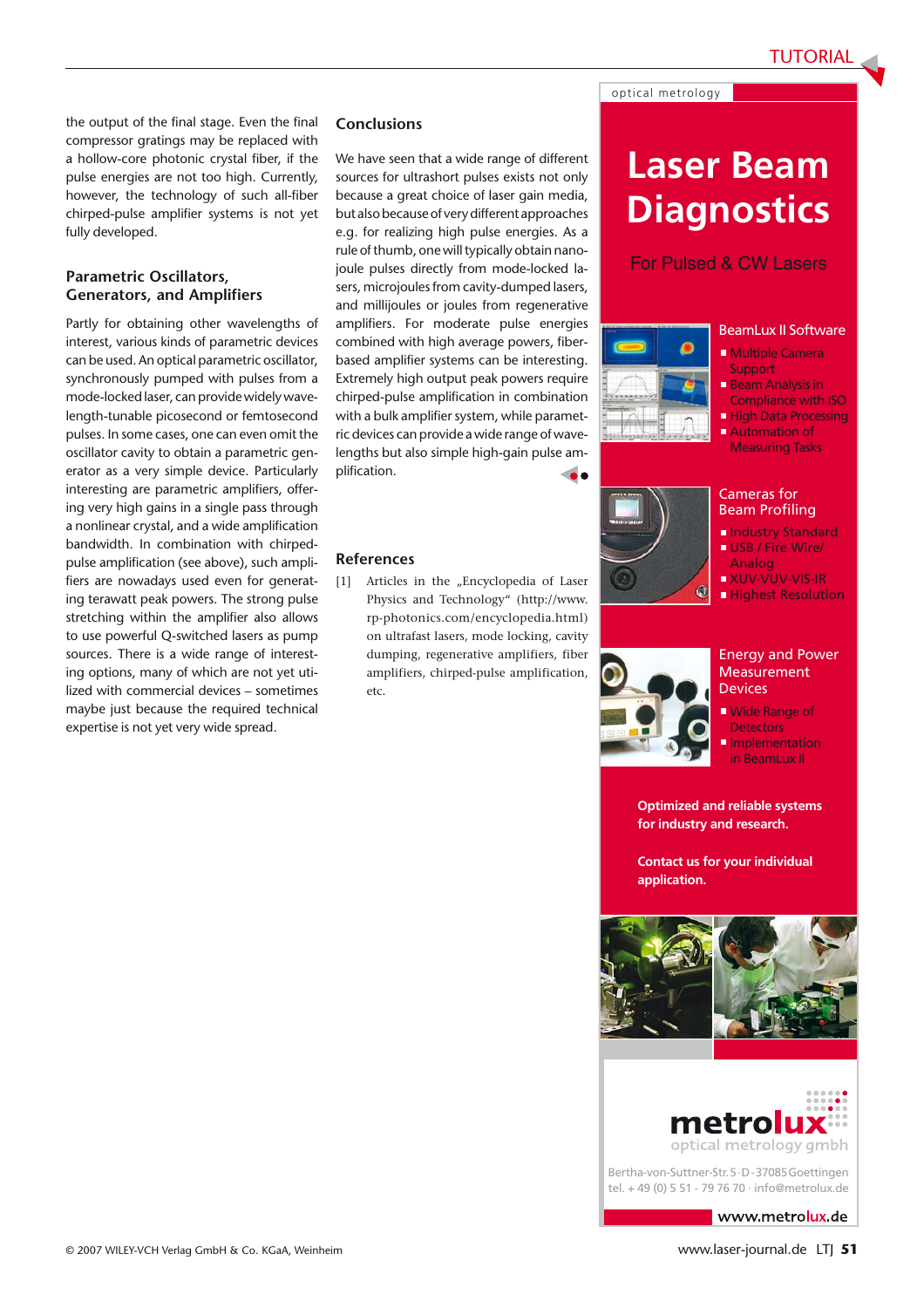the output of the final stage. Even the final compressor gratings may be replaced with a hollow-core photonic crystal fiber, if the pulse energies are not too high. Currently, however, the technology of such all-fiber chirped-pulse amplifier systems is not yet fully developed.

## Parametric Oscillators, Generators, and Amplifiers

Partly for obtaining other wavelengths of interest, various kinds of parametric devices can be used. An optical parametric oscillator, synchronously pumped with pulses from a mode-locked laser, can provide widely wavelength-tunable picosecond or femtosecond pulses. In some cases, one can even omit the oscillator cavity to obtain a parametric generator as a very simple device. Particularly interesting are parametric amplifiers, offering very high gains in a single pass through a nonlinear crystal, and a wide amplification bandwidth. In combination with chirped-pulse amplification (see above), such amplifiers are nowadays used even for generating terawatt peak powers. The strong pulse stretching within the amplifier also allows to use powerful Q-switched lasers as pump sources. There is a wide range of interesting options, many of which are not yet utilized with commercial devices – sometimes maybe just because the required technical expertise is not yet very wide spread.

## Conclusions

We have seen that a wide range of different sources for ultrashort pulses exists not only because a great choice of laser gain media, but also because of very different approaches e.g. for realizing high pulse energies. As a rule of thumb, one will typically obtain nanojoule pulses directly from mode-locked lasers, microjoules from cavity-dumped lasers, and millijoules or joules from regenerative amplifiers. For moderate pulse energies combined with high average powers, fiber-based amplifier systems can be interesting. Extremely high output peak powers require chirped-pulse amplification in combination with a bulk amplifier system, while parametric devices can provide a wide range of wavelengths but also simple high-gain pulse amplification.

## References

[1] Articles in the „Encyclopedia of Laser Physics and Technology“ (http://www.rp-photonics.com/encyclopedia.html) on ultrafast lasers, mode locking, cavity dumping, regenerative amplifiers, fiber amplifiers, chirped-pulse amplification, etc.

optical metrology

# Laser Beam Diagnostics

For Pulsed & CW Lasers

BeamLux II Software
- Multiple Camera Support
- Beam Analysis in Compliance with ISO
- High Data Processing
- Automation of Measuring Tasks

Cameras for Beam Profiling
- Industry Standard
- USB / Fire Wire/ Analog
- XUV-VUV-VIS-IR
- Highest Resolution

Energy and Power Measurement Devices
- Wide Range of Detectors
- Implementation in BeamLux II

**Optimized and reliable systems for industry and research.**

**Contact us for your individual application.**

metrolux
optical metrology gmbh

Bertha-von-Suttner-Str. 5 · D-37085 Goettingen
tel. + 49 (0) 5 51 - 79 76 70 · info@metrolux.de

www.metrolux.de

© 2007 WILEY-VCH Verlag GmbH & Co. KGaA, Weinheim